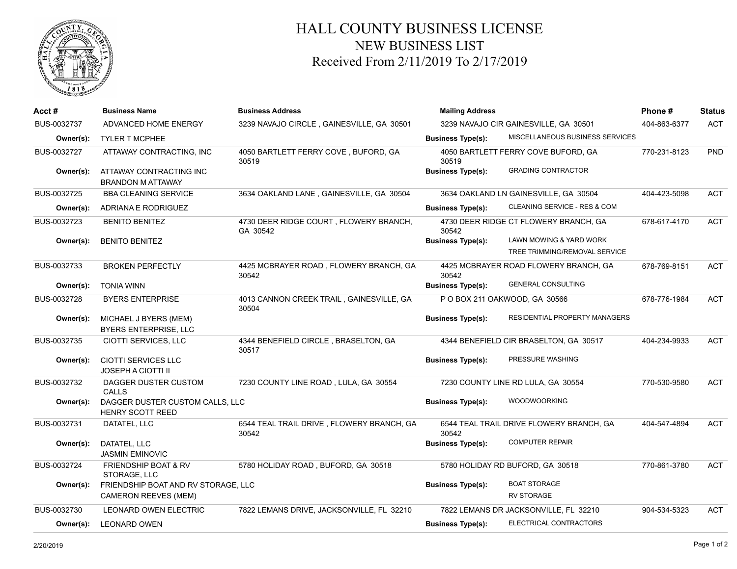# HALL COUNTY BUSINESS LICENSE
## NEW BUSINESS LIST
## Received From 2/11/2019 To 2/17/2019

| Acct # | Business Name | Business Address | Mailing Address | | Phone # | Status |
|---|---|---|---|---|---|---|
| BUS-0032737 | ADVANCED HOME ENERGY | 3239 NAVAJO CIRCLE , GAINESVILLE, GA 30501 | 3239 NAVAJO CIR GAINESVILLE, GA 30501 | | 404-863-6377 | ACT |
| Owner(s): | TYLER T MCPHEE | | Business Type(s): | MISCELLANEOUS BUSINESS SERVICES | | |
| BUS-0032727 | ATTAWAY CONTRACTING, INC | 4050 BARTLETT FERRY COVE , BUFORD, GA 30519 | 4050 BARTLETT FERRY COVE BUFORD, GA 30519 | | 770-231-8123 | PND |
| Owner(s): | ATTAWAY CONTRACTING INC<br>BRANDON M ATTAWAY | | Business Type(s): | GRADING CONTRACTOR | | |
| BUS-0032725 | BBA CLEANING SERVICE | 3634 OAKLAND LANE , GAINESVILLE, GA 30504 | 3634 OAKLAND LN GAINESVILLE, GA 30504 | | 404-423-5098 | ACT |
| Owner(s): | ADRIANA E RODRIGUEZ | | Business Type(s): | CLEANING SERVICE - RES & COM | | |
| BUS-0032723 | BENITO BENITEZ | 4730 DEER RIDGE COURT , FLOWERY BRANCH, GA 30542 | 4730 DEER RIDGE CT FLOWERY BRANCH, GA 30542 | | 678-617-4170 | ACT |
| Owner(s): | BENITO BENITEZ | | Business Type(s): | LAWN MOWING & YARD WORK<br>TREE TRIMMING/REMOVAL SERVICE | | |
| BUS-0032733 | BROKEN PERFECTLY | 4425 MCBRAYER ROAD , FLOWERY BRANCH, GA 30542 | 4425 MCBRAYER ROAD FLOWERY BRANCH, GA 30542 | | 678-769-8151 | ACT |
| Owner(s): | TONIA WINN | | Business Type(s): | GENERAL CONSULTING | | |
| BUS-0032728 | BYERS ENTERPRISE | 4013 CANNON CREEK TRAIL , GAINESVILLE, GA 30504 | P O BOX 211 OAKWOOD, GA 30566 | | 678-776-1984 | ACT |
| Owner(s): | MICHAEL J BYERS (MEM)<br>BYERS ENTERPRISE, LLC | | Business Type(s): | RESIDENTIAL PROPERTY MANAGERS | | |
| BUS-0032735 | CIOTTI SERVICES, LLC | 4344 BENEFIELD CIRCLE , BRASELTON, GA 30517 | 4344 BENEFIELD CIR BRASELTON, GA 30517 | | 404-234-9933 | ACT |
| Owner(s): | CIOTTI SERVICES LLC<br>JOSEPH A CIOTTI II | | Business Type(s): | PRESSURE WASHING | | |
| BUS-0032732 | DAGGER DUSTER CUSTOM CALLS | 7230 COUNTY LINE ROAD , LULA, GA 30554 | 7230 COUNTY LINE RD LULA, GA 30554 | | 770-530-9580 | ACT |
| Owner(s): | DAGGER DUSTER CUSTOM CALLS, LLC<br>HENRY SCOTT REED | | Business Type(s): | WOODWOORKING | | |
| BUS-0032731 | DATATEL, LLC | 6544 TEAL TRAIL DRIVE , FLOWERY BRANCH, GA 30542 | 6544 TEAL TRAIL DRIVE FLOWERY BRANCH, GA 30542 | | 404-547-4894 | ACT |
| Owner(s): | DATATEL, LLC<br>JASMIN EMINOVIC | | Business Type(s): | COMPUTER REPAIR | | |
| BUS-0032724 | FRIENDSHIP BOAT & RV STORAGE, LLC | 5780 HOLIDAY ROAD , BUFORD, GA 30518 | 5780 HOLIDAY RD BUFORD, GA 30518 | | 770-861-3780 | ACT |
| Owner(s): | FRIENDSHIP BOAT AND RV STORAGE, LLC<br>CAMERON REEVES (MEM) | | Business Type(s): | BOAT STORAGE<br>RV STORAGE | | |
| BUS-0032730 | LEONARD OWEN ELECTRIC | 7822 LEMANS DRIVE, JACKSONVILLE, FL 32210 | 7822 LEMANS DR JACKSONVILLE, FL 32210 | | 904-534-5323 | ACT |
| Owner(s): | LEONARD OWEN | | Business Type(s): | ELECTRICAL CONTRACTORS | | |

2/20/2019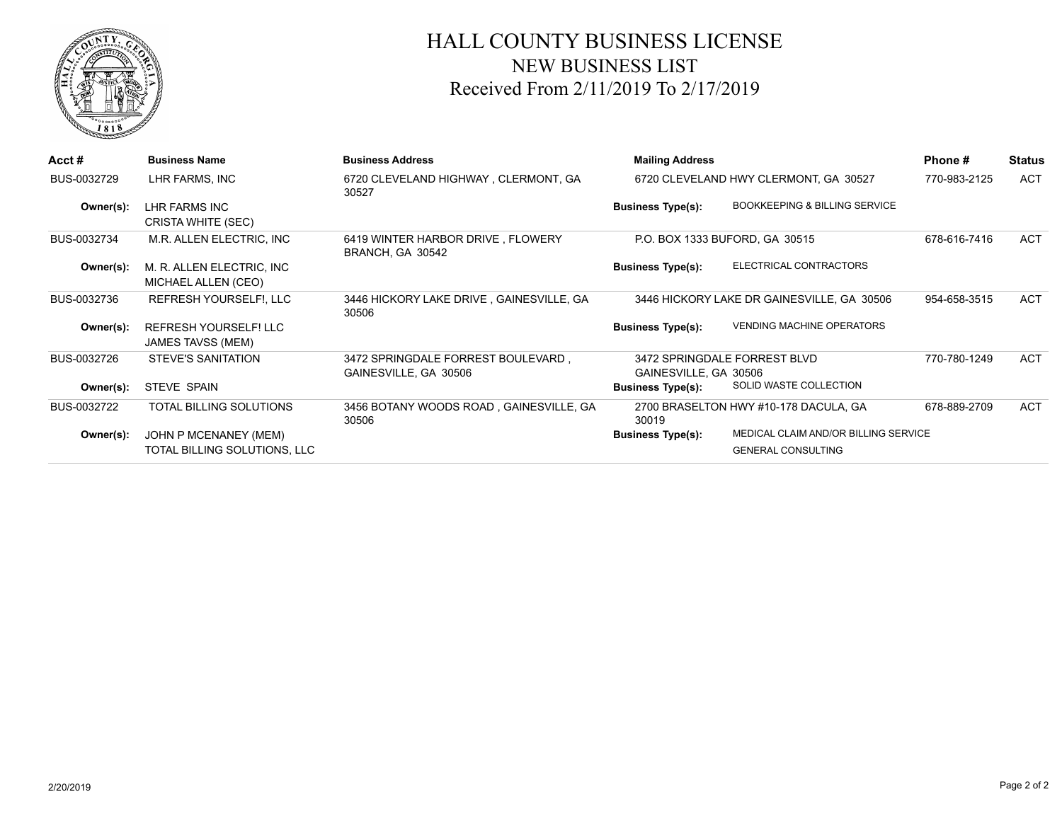# HALL COUNTY BUSINESS LICENSE

## NEW BUSINESS LIST

## Received From 2/11/2019 To 2/17/2019

| Acct # | Business Name | Business Address | Mailing Address | | Phone # | Status |
|---|---|---|---|---|---|---|
| BUS-0032729 | LHR FARMS, INC | 6720 CLEVELAND HIGHWAY , CLERMONT, GA 30527 | 6720 CLEVELAND HWY CLERMONT, GA 30527 | | 770-983-2125 | ACT |
| **Owner(s):** | LHR FARMS INC<br>CRISTA WHITE (SEC) | | **Business Type(s):** | BOOKKEEPING & BILLING SERVICE | | |
| BUS-0032734 | M.R. ALLEN ELECTRIC, INC | 6419 WINTER HARBOR DRIVE , FLOWERY BRANCH, GA 30542 | P.O. BOX 1333 BUFORD, GA 30515 | | 678-616-7416 | ACT |
| **Owner(s):** | M. R. ALLEN ELECTRIC, INC<br>MICHAEL ALLEN (CEO) | | **Business Type(s):** | ELECTRICAL CONTRACTORS | | |
| BUS-0032736 | REFRESH YOURSELF!, LLC | 3446 HICKORY LAKE DRIVE , GAINESVILLE, GA 30506 | 3446 HICKORY LAKE DR GAINESVILLE, GA 30506 | | 954-658-3515 | ACT |
| **Owner(s):** | REFRESH YOURSELF! LLC<br>JAMES TAVSS (MEM) | | **Business Type(s):** | VENDING MACHINE OPERATORS | | |
| BUS-0032726 | STEVE'S SANITATION | 3472 SPRINGDALE FORREST BOULEVARD , GAINESVILLE, GA 30506 | 3472 SPRINGDALE FORREST BLVD GAINESVILLE, GA 30506 | | 770-780-1249 | ACT |
| **Owner(s):** | STEVE SPAIN | | **Business Type(s):** | SOLID WASTE COLLECTION | | |
| BUS-0032722 | TOTAL BILLING SOLUTIONS | 3456 BOTANY WOODS ROAD , GAINESVILLE, GA 30506 | 2700 BRASELTON HWY #10-178 DACULA, GA 30019 | | 678-889-2709 | ACT |
| **Owner(s):** | JOHN P MCENANEY (MEM)<br>TOTAL BILLING SOLUTIONS, LLC | | **Business Type(s):** | MEDICAL CLAIM AND/OR BILLING SERVICE<br>GENERAL CONSULTING | | |

2/20/2019